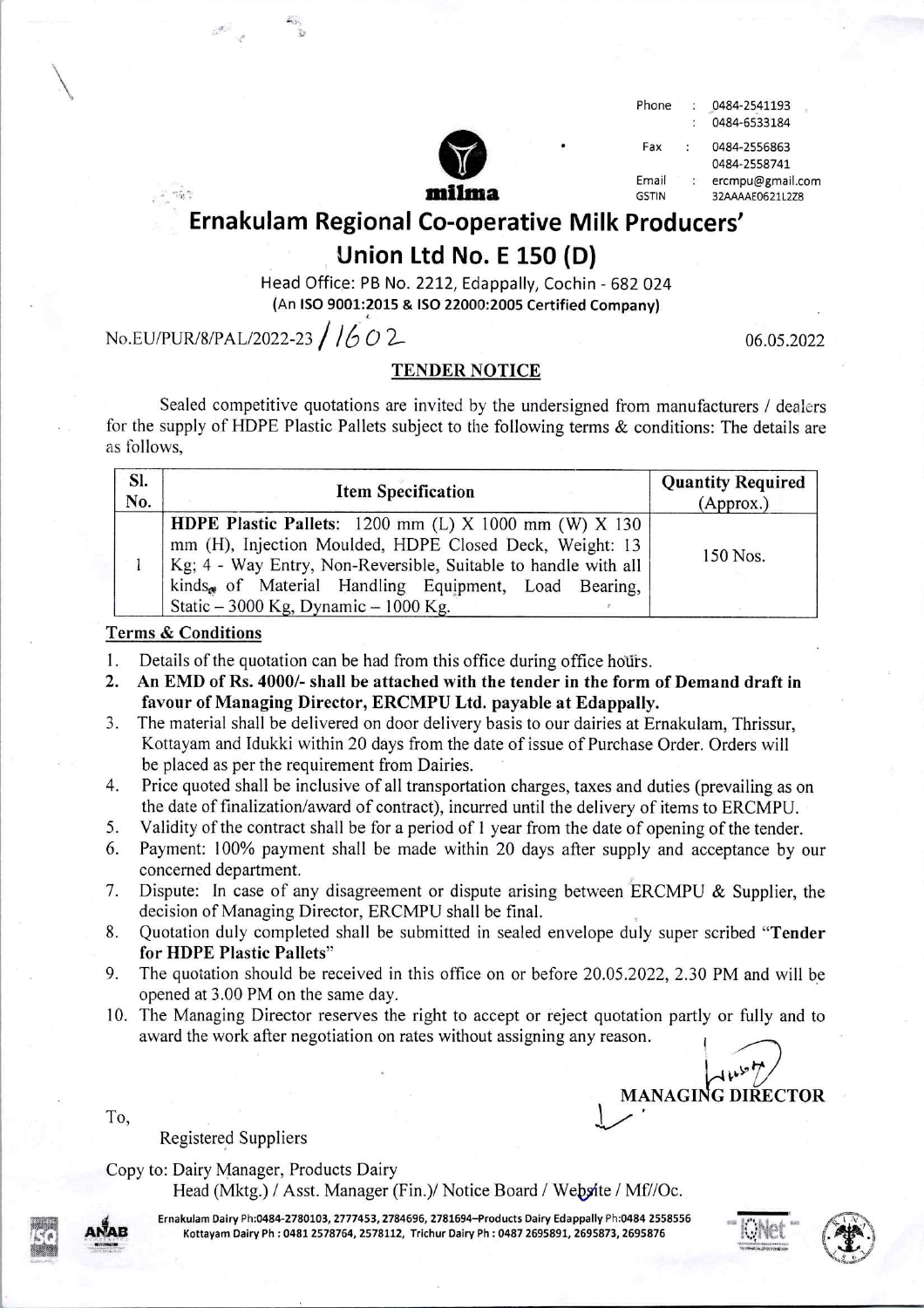Phone : 0484-2541193
: 0484-6533184

Fax : 0484-2556863
0484-2558741

Email : ercmpu@gmail.com
GSTIN 32AAAAE0621L2Z8

milma

# Ernakulam Regional Co-operative Milk Producers' Union Ltd No. E 150 (D)

Head Office: PB No. 2212, Edappally, Cochin - 682 024
(An ISO 9001:2015 & ISO 22000:2005 Certified Company)

No.EU/PUR/8/PAL/2022-23 / 1602 06.05.2022

## TENDER NOTICE

Sealed competitive quotations are invited by the undersigned from manufacturers / dealers for the supply of HDPE Plastic Pallets subject to the following terms & conditions: The details are as follows,

| Sl. No. | Item Specification | Quantity Required (Approx.) |
|---|---|---|
| 1 | **HDPE Plastic Pallets**: 1200 mm (L) X 1000 mm (W) X 130 mm (H), Injection Moulded, HDPE Closed Deck, Weight: 13 Kg; 4 - Way Entry, Non-Reversible, Suitable to handle with all kinds of Material Handling Equipment, Load Bearing, Static – 3000 Kg, Dynamic – 1000 Kg. | 150 Nos. |

**Terms & Conditions**

1. Details of the quotation can be had from this office during office hours.
2. **An EMD of Rs. 4000/- shall be attached with the tender in the form of Demand draft in favour of Managing Director, ERCMPU Ltd. payable at Edappally.**
3. The material shall be delivered on door delivery basis to our dairies at Ernakulam, Thrissur, Kottayam and Idukki within 20 days from the date of issue of Purchase Order. Orders will be placed as per the requirement from Dairies.
4. Price quoted shall be inclusive of all transportation charges, taxes and duties (prevailing as on the date of finalization/award of contract), incurred until the delivery of items to ERCMPU.
5. Validity of the contract shall be for a period of 1 year from the date of opening of the tender.
6. Payment: 100% payment shall be made within 20 days after supply and acceptance by our concerned department.
7. Dispute: In case of any disagreement or dispute arising between ERCMPU & Supplier, the decision of Managing Director, ERCMPU shall be final.
8. Quotation duly completed shall be submitted in sealed envelope duly super scribed "**Tender for HDPE Plastic Pallets**"
9. The quotation should be received in this office on or before 20.05.2022, 2.30 PM and will be opened at 3.00 PM on the same day.
10. The Managing Director reserves the right to accept or reject quotation partly or fully and to award the work after negotiation on rates without assigning any reason.

**MANAGING DIRECTOR**

To,

Registered Suppliers

Copy to: Dairy Manager, Products Dairy
Head (Mktg.) / Asst. Manager (Fin.)/ Notice Board / Website / Mf//Oc.

Ernakulam Dairy Ph:0484-2780103, 2777453, 2784696, 2781694–Products Dairy Edappally Ph:0484 2558556
Kottayam Dairy Ph : 0481 2578764, 2578112, Trichur Dairy Ph : 0487 2695891, 2695873, 2695876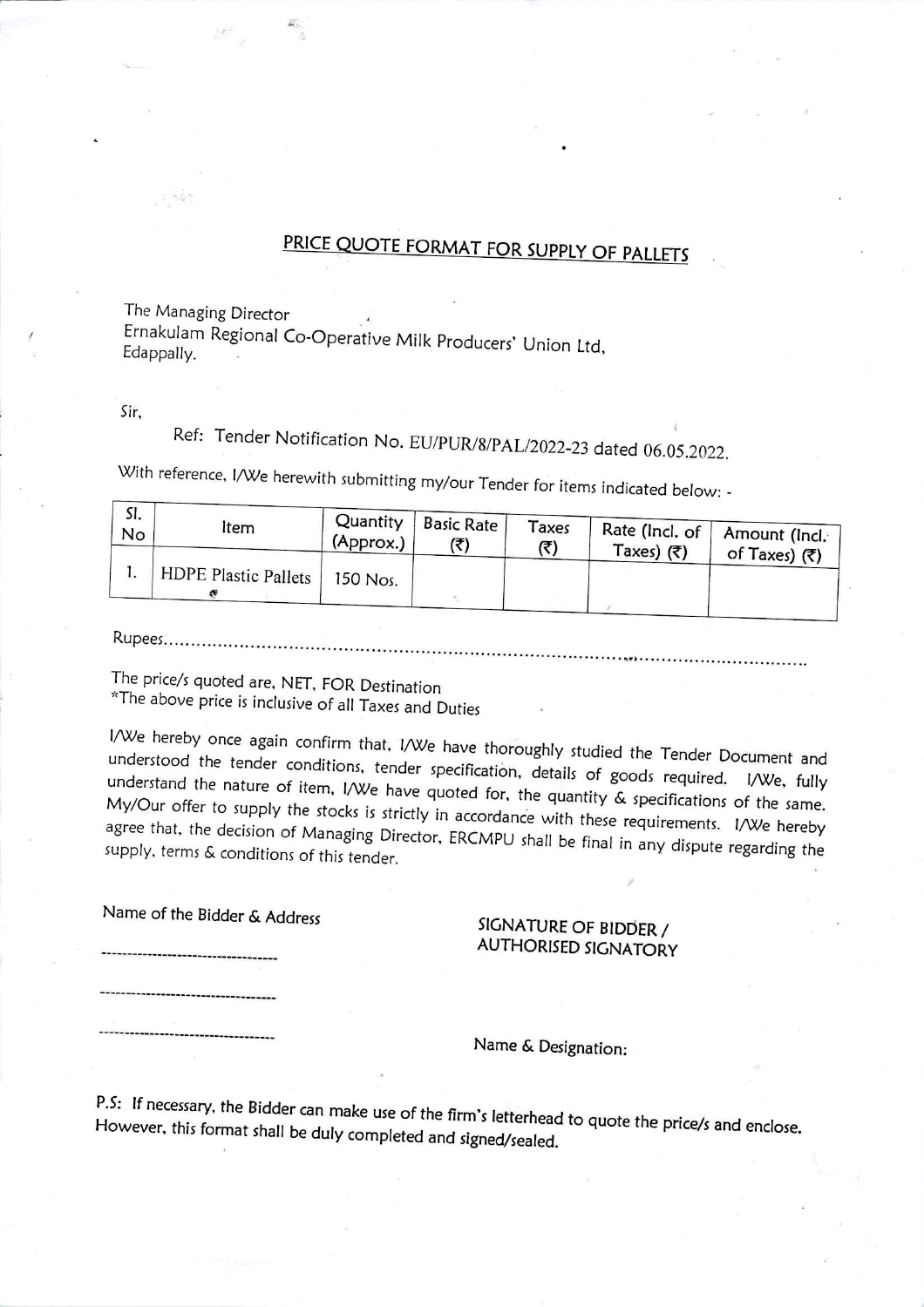# PRICE QUOTE FORMAT FOR SUPPLY OF PALLETS

The Managing Director
Ernakulam Regional Co-Operative Milk Producers' Union Ltd,
Edappally.

Sir,

Ref: Tender Notification No. EU/PUR/8/PAL/2022-23 dated 06.05.2022.

With reference, I/We herewith submitting my/our Tender for items indicated below: -

| Sl. No | Item | Quantity (Approx.) | Basic Rate (₹) | Taxes (₹) | Rate (Incl. of Taxes) (₹) | Amount (Incl. of Taxes) (₹) |
|---|---|---|---|---|---|---|
| 1. | HDPE Plastic Pallets | 150 Nos. | | | | |

Rupees.......................................................................................................................

The price/s quoted are, NET, FOR Destination
*The above price is inclusive of all Taxes and Duties

I/We hereby once again confirm that, I/We have thoroughly studied the Tender Document and understood the tender conditions, tender specification, details of goods required. I/We, fully understand the nature of item, I/We have quoted for, the quantity & specifications of the same. My/Our offer to supply the stocks is strictly in accordance with these requirements. I/We hereby agree that, the decision of Managing Director, ERCMPU shall be final in any dispute regarding the supply, terms & conditions of this tender.

Name of the Bidder & Address

----------------------------------

----------------------------------

----------------------------------

SIGNATURE OF BIDDER / AUTHORISED SIGNATORY

Name & Designation:

P.S: If necessary, the Bidder can make use of the firm's letterhead to quote the price/s and enclose. However, this format shall be duly completed and signed/sealed.